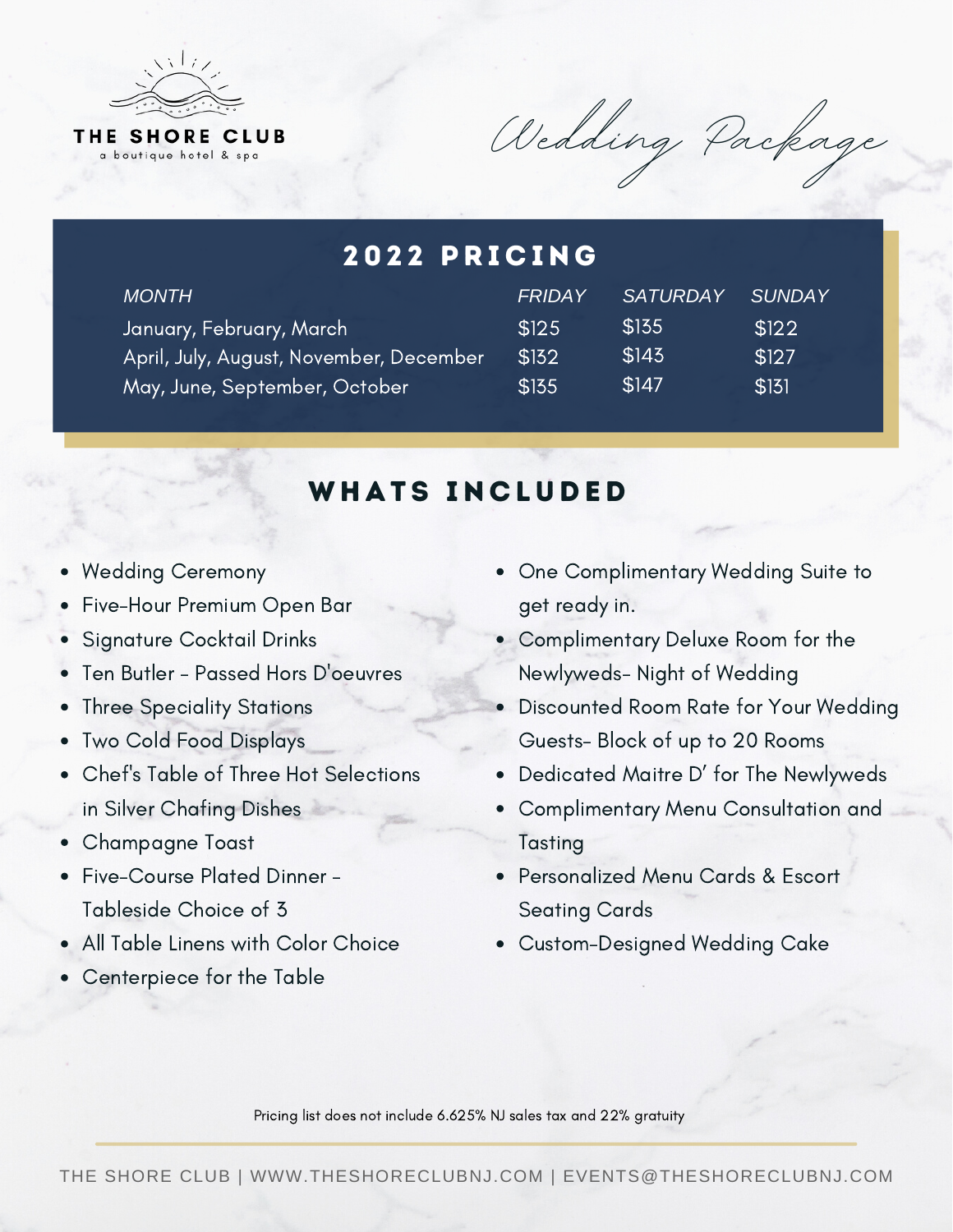THE SHORE CLUB
a boutique hotel & spa

# Wedding Package

## 2022 PRICING

| *MONTH* | *FRIDAY* | *SATURDAY* | *SUNDAY* |
|---|---|---|---|
| January, February, March | $125 | $135 | $122 |
| April, July, August, November, December | $132 | $143 | $127 |
| May, June, September, October | $135 | $147 | $131 |

## WHATS INCLUDED

- Wedding Ceremony
- Five-Hour Premium Open Bar
- Signature Cocktail Drinks
- Ten Butler - Passed Hors D'oeuvres
- Three Speciality Stations
- Two Cold Food Displays
- Chef's Table of Three Hot Selections in Silver Chafing Dishes
- Champagne Toast
- Five-Course Plated Dinner - Tableside Choice of 3
- All Table Linens with Color Choice
- Centerpiece for the Table
- One Complimentary Wedding Suite to get ready in.
- Complimentary Deluxe Room for the Newlyweds- Night of Wedding
- Discounted Room Rate for Your Wedding Guests- Block of up to 20 Rooms
- Dedicated Maitre D' for The Newlyweds
- Complimentary Menu Consultation and Tasting
- Personalized Menu Cards & Escort Seating Cards
- Custom-Designed Wedding Cake

Pricing list does not include 6.625% NJ sales tax and 22% gratuity

THE SHORE CLUB | WWW.THESHORECLUBNJ.COM | EVENTS@THESHORECLUBNJ.COM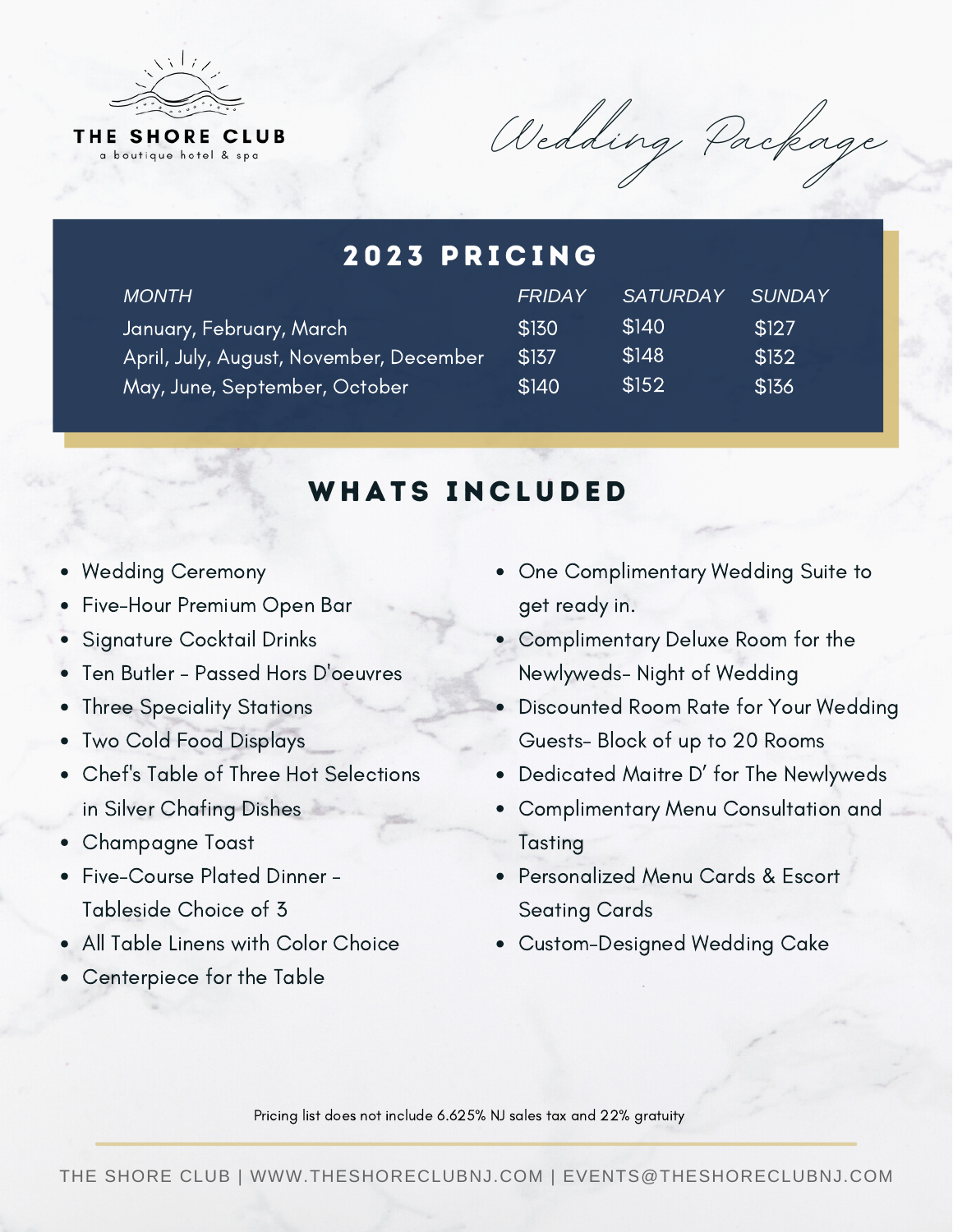THE SHORE CLUB

a boutique hotel & spa

# Wedding Package

## 2023 PRICING

| MONTH | FRIDAY | SATURDAY | SUNDAY |
|---|---|---|---|
| January, February, March | $130 | $140 | $127 |
| April, July, August, November, December | $137 | $148 | $132 |
| May, June, September, October | $140 | $152 | $136 |

## WHATS INCLUDED

- Wedding Ceremony
- Five-Hour Premium Open Bar
- Signature Cocktail Drinks
- Ten Butler - Passed Hors D'oeuvres
- Three Speciality Stations
- Two Cold Food Displays
- Chef's Table of Three Hot Selections in Silver Chafing Dishes
- Champagne Toast
- Five-Course Plated Dinner - Tableside Choice of 3
- All Table Linens with Color Choice
- Centerpiece for the Table
- One Complimentary Wedding Suite to get ready in.
- Complimentary Deluxe Room for the Newlyweds- Night of Wedding
- Discounted Room Rate for Your Wedding Guests- Block of up to 20 Rooms
- Dedicated Maitre D' for The Newlyweds
- Complimentary Menu Consultation and Tasting
- Personalized Menu Cards & Escort Seating Cards
- Custom-Designed Wedding Cake

Pricing list does not include 6.625% NJ sales tax and 22% gratuity

THE SHORE CLUB | WWW.THESHORECLUBNJ.COM | EVENTS@THESHORECLUBNJ.COM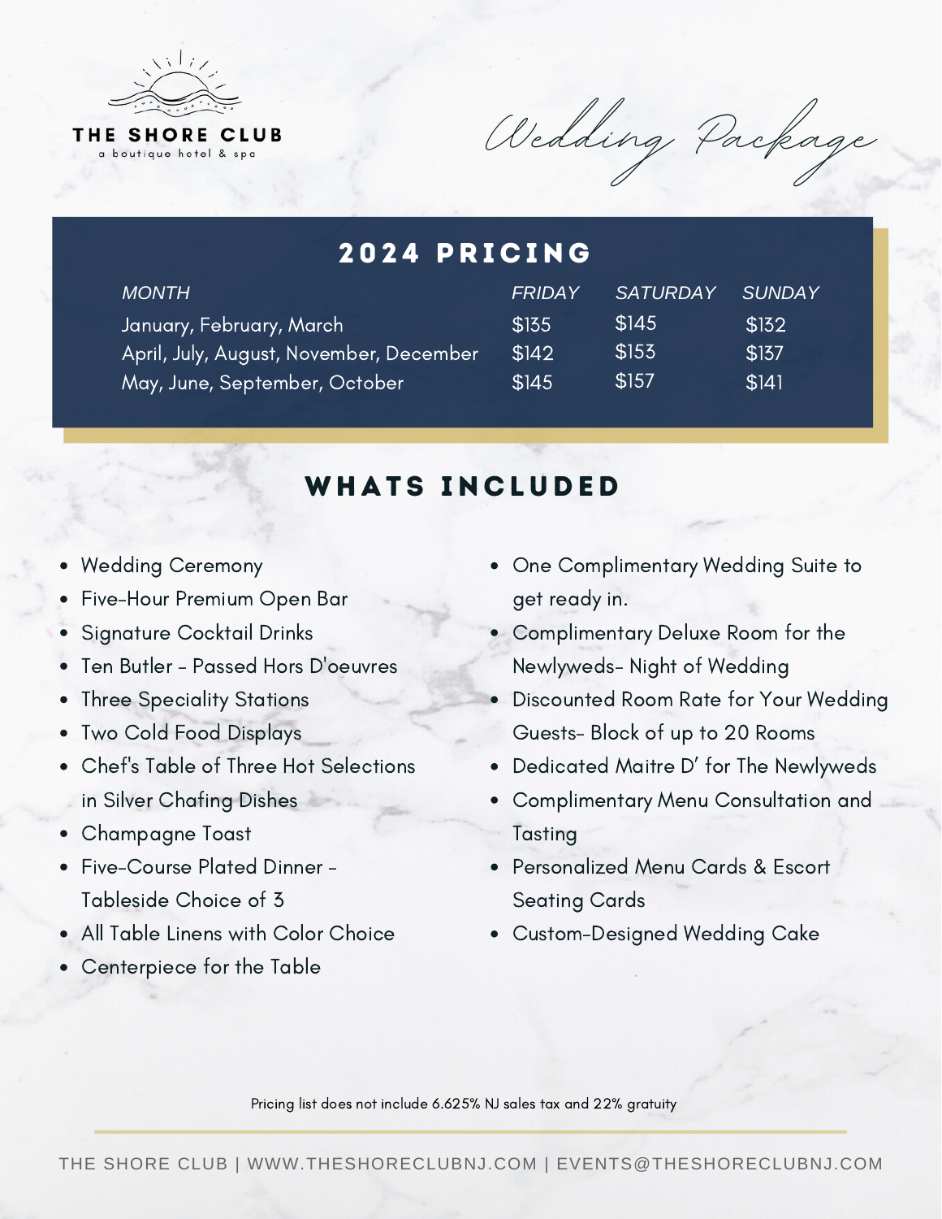**THE SHORE CLUB**
a boutique hotel & spa

# Wedding Package

## 2024 PRICING

| MONTH | FRIDAY | SATURDAY | SUNDAY |
| --- | --- | --- | --- |
| January, February, March | $135 | $145 | $132 |
| April, July, August, November, December | $142 | $153 | $137 |
| May, June, September, October | $145 | $157 | $141 |

## WHATS INCLUDED

- Wedding Ceremony
- Five-Hour Premium Open Bar
- Signature Cocktail Drinks
- Ten Butler - Passed Hors D'oeuvres
- Three Speciality Stations
- Two Cold Food Displays
- Chef's Table of Three Hot Selections in Silver Chafing Dishes
- Champagne Toast
- Five-Course Plated Dinner - Tableside Choice of 3
- All Table Linens with Color Choice
- Centerpiece for the Table
- One Complimentary Wedding Suite to get ready in.
- Complimentary Deluxe Room for the Newlyweds- Night of Wedding
- Discounted Room Rate for Your Wedding Guests- Block of up to 20 Rooms
- Dedicated Maitre D' for The Newlyweds
- Complimentary Menu Consultation and Tasting
- Personalized Menu Cards & Escort Seating Cards
- Custom-Designed Wedding Cake

Pricing list does not include 6.625% NJ sales tax and 22% gratuity

THE SHORE CLUB | WWW.THESHORECLUBNJ.COM | EVENTS@THESHORECLUBNJ.COM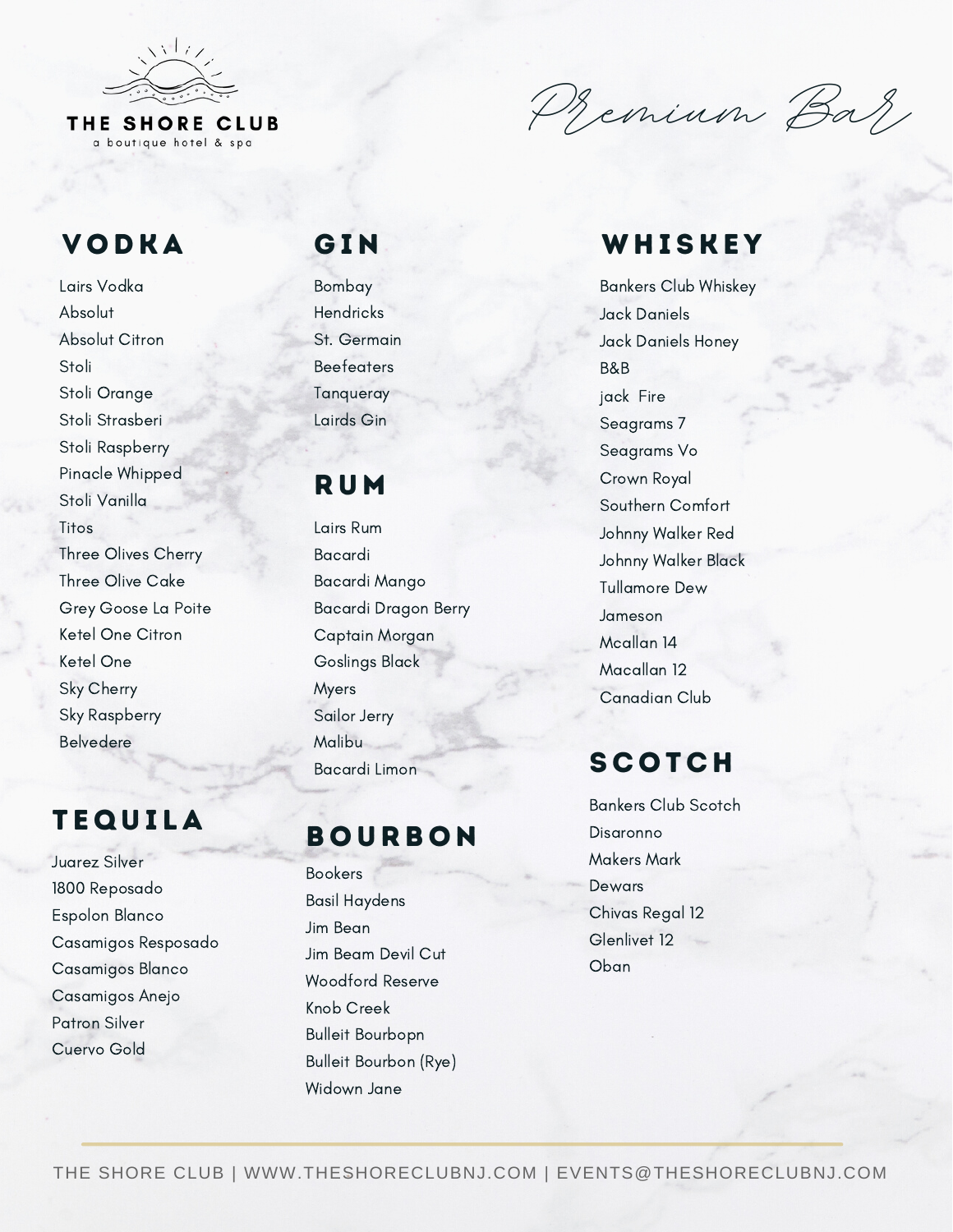THE SHORE CLUB
a boutique hotel & spa

# Premium Bar

## VODKA

Lairs Vodka
Absolut
Absolut Citron
Stoli
Stoli Orange
Stoli Strasberi
Stoli Raspberry
Pinacle Whipped
Stoli Vanilla
Titos
Three Olives Cherry
Three Olive Cake
Grey Goose La Poite
Ketel One Citron
Ketel One
Sky Cherry
Sky Raspberry
Belvedere

## TEQUILA

Juarez Silver
1800 Reposado
Espolon Blanco
Casamigos Resposado
Casamigos Blanco
Casamigos Anejo
Patron Silver
Cuervo Gold

## GIN

Bombay
Hendricks
St. Germain
Beefeaters
Tanqueray
Lairds Gin

## RUM

Lairs Rum
Bacardi
Bacardi Mango
Bacardi Dragon Berry
Captain Morgan
Goslings Black
Myers
Sailor Jerry
Malibu
Bacardi Limon

## BOURBON

Bookers
Basil Haydens
Jim Bean
Jim Beam Devil Cut
Woodford Reserve
Knob Creek
Bulleit Bourbopn
Bulleit Bourbon (Rye)
Widown Jane

## WHISKEY

Bankers Club Whiskey
Jack Daniels
Jack Daniels Honey
B&B
jack Fire
Seagrams 7
Seagrams Vo
Crown Royal
Southern Comfort
Johnny Walker Red
Johnny Walker Black
Tullamore Dew
Jameson
Mcallan 14
Macallan 12
Canadian Club

## SCOTCH

Bankers Club Scotch
Disaronno
Makers Mark
Dewars
Chivas Regal 12
Glenlivet 12
Oban

THE SHORE CLUB | WWW.THESHORECLUBNJ.COM | EVENTS@THESHORECLUBNJ.COM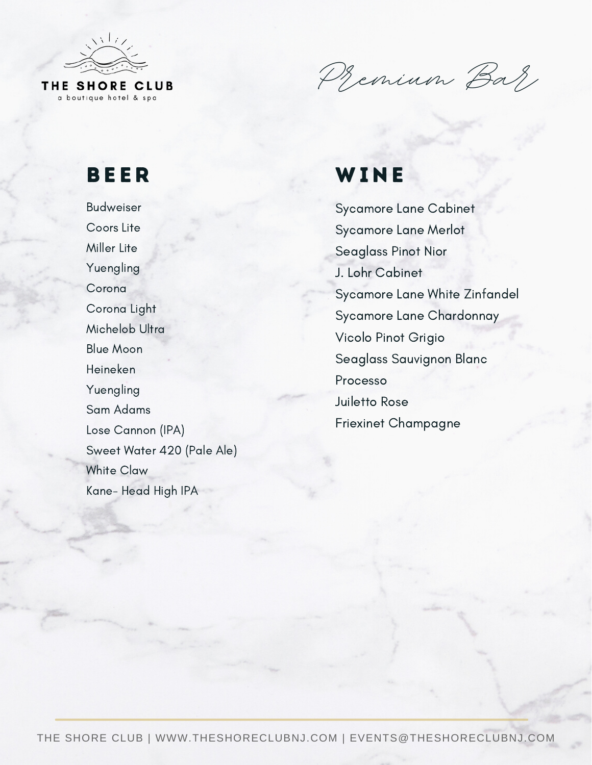THE SHORE CLUB
a boutique hotel & spa

# Premium Bar

## BEER

- Budweiser
- Coors Lite
- Miller Lite
- Yuengling
- Corona
- Corona Light
- Michelob Ultra
- Blue Moon
- Heineken
- Yuengling
- Sam Adams
- Lose Cannon (IPA)
- Sweet Water 420 (Pale Ale)
- White Claw
- Kane- Head High IPA

## WINE

- Sycamore Lane Cabinet
- Sycamore Lane Merlot
- Seaglass Pinot Nior
- J. Lohr Cabinet
- Sycamore Lane White Zinfandel
- Sycamore Lane Chardonnay
- Vicolo Pinot Grigio
- Seaglass Sauvignon Blanc
- Processo
- Juiletto Rose
- Friexinet Champagne

THE SHORE CLUB | WWW.THESHORECLUBNJ.COM | EVENTS@THESHORECLUBNJ.COM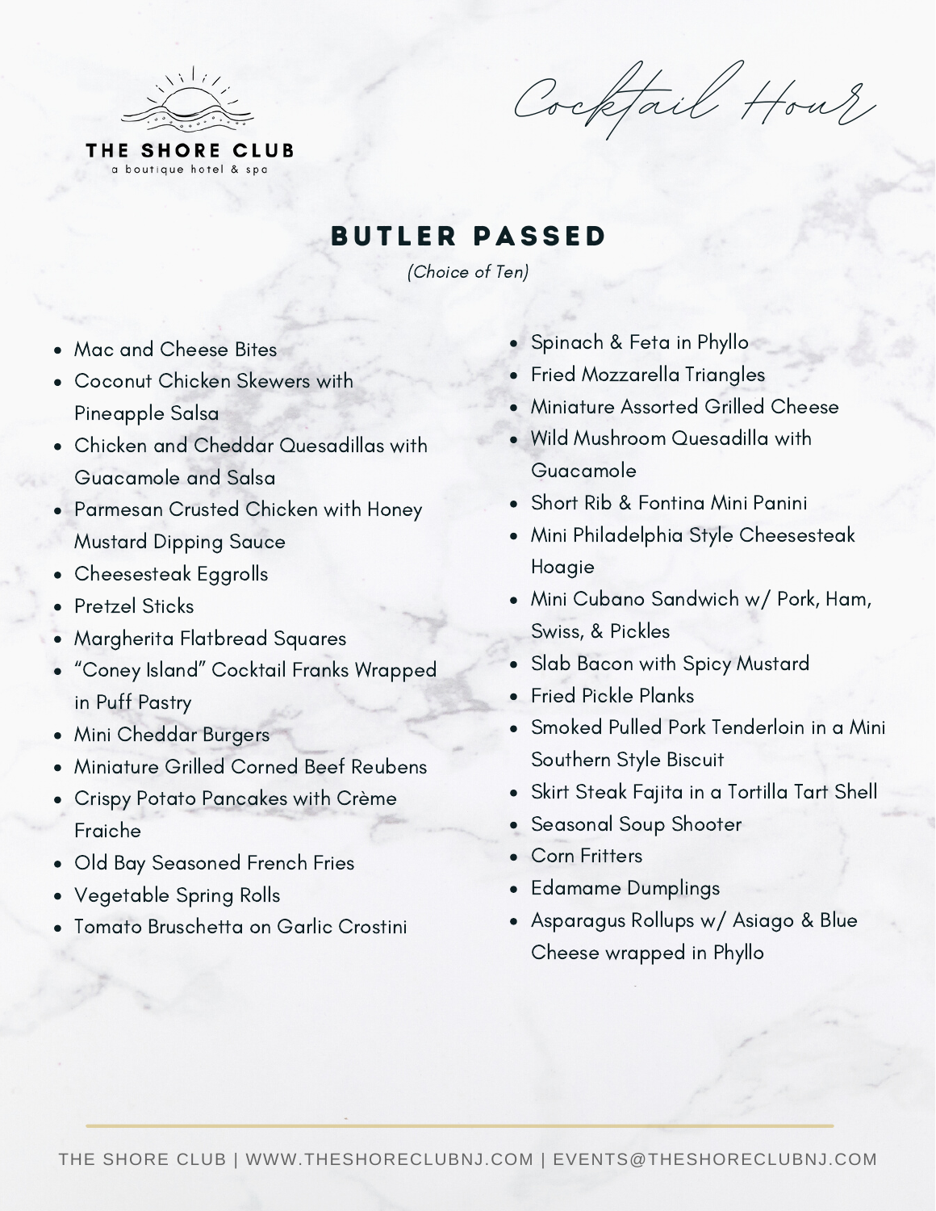THE SHORE CLUB
a boutique hotel & spa

*Cocktail Hour*

## BUTLER PASSED

*(Choice of Ten)*

- Mac and Cheese Bites
- Coconut Chicken Skewers with Pineapple Salsa
- Chicken and Cheddar Quesadillas with Guacamole and Salsa
- Parmesan Crusted Chicken with Honey Mustard Dipping Sauce
- Cheesesteak Eggrolls
- Pretzel Sticks
- Margherita Flatbread Squares
- “Coney Island” Cocktail Franks Wrapped in Puff Pastry
- Mini Cheddar Burgers
- Miniature Grilled Corned Beef Reubens
- Crispy Potato Pancakes with Crème Fraiche
- Old Bay Seasoned French Fries
- Vegetable Spring Rolls
- Tomato Bruschetta on Garlic Crostini
- Spinach & Feta in Phyllo
- Fried Mozzarella Triangles
- Miniature Assorted Grilled Cheese
- Wild Mushroom Quesadilla with Guacamole
- Short Rib & Fontina Mini Panini
- Mini Philadelphia Style Cheesesteak Hoagie
- Mini Cubano Sandwich w/ Pork, Ham, Swiss, & Pickles
- Slab Bacon with Spicy Mustard
- Fried Pickle Planks
- Smoked Pulled Pork Tenderloin in a Mini Southern Style Biscuit
- Skirt Steak Fajita in a Tortilla Tart Shell
- Seasonal Soup Shooter
- Corn Fritters
- Edamame Dumplings
- Asparagus Rollups w/ Asiago & Blue Cheese wrapped in Phyllo

THE SHORE CLUB | WWW.THESHORECLUBNJ.COM | EVENTS@THESHORECLUBNJ.COM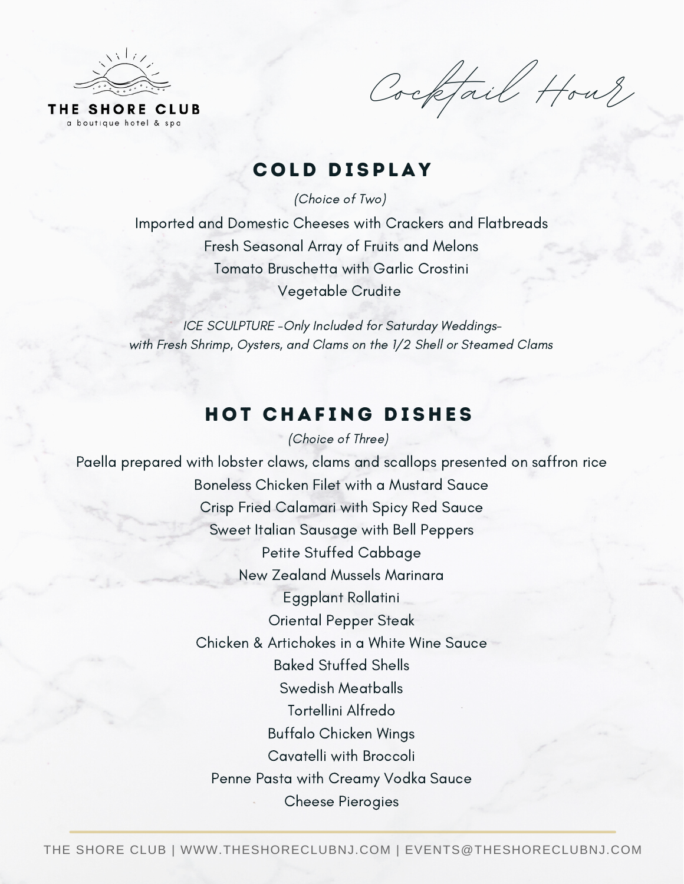THE SHORE CLUB
a boutique hotel & spa

# Cocktail Hour

## COLD DISPLAY

*(Choice of Two)*

Imported and Domestic Cheeses with Crackers and Flatbreads

Fresh Seasonal Array of Fruits and Melons

Tomato Bruschetta with Garlic Crostini

Vegetable Crudite

*ICE SCULPTURE -Only Included for Saturday Weddings-*
*with Fresh Shrimp, Oysters, and Clams on the 1/2 Shell or Steamed Clams*

## HOT CHAFING DISHES

*(Choice of Three)*

Paella prepared with lobster claws, clams and scallops presented on saffron rice

Boneless Chicken Filet with a Mustard Sauce

Crisp Fried Calamari with Spicy Red Sauce

Sweet Italian Sausage with Bell Peppers

Petite Stuffed Cabbage

New Zealand Mussels Marinara

Eggplant Rollatini

Oriental Pepper Steak

Chicken & Artichokes in a White Wine Sauce

Baked Stuffed Shells

Swedish Meatballs

Tortellini Alfredo

Buffalo Chicken Wings

Cavatelli with Broccoli

Penne Pasta with Creamy Vodka Sauce

Cheese Pierogies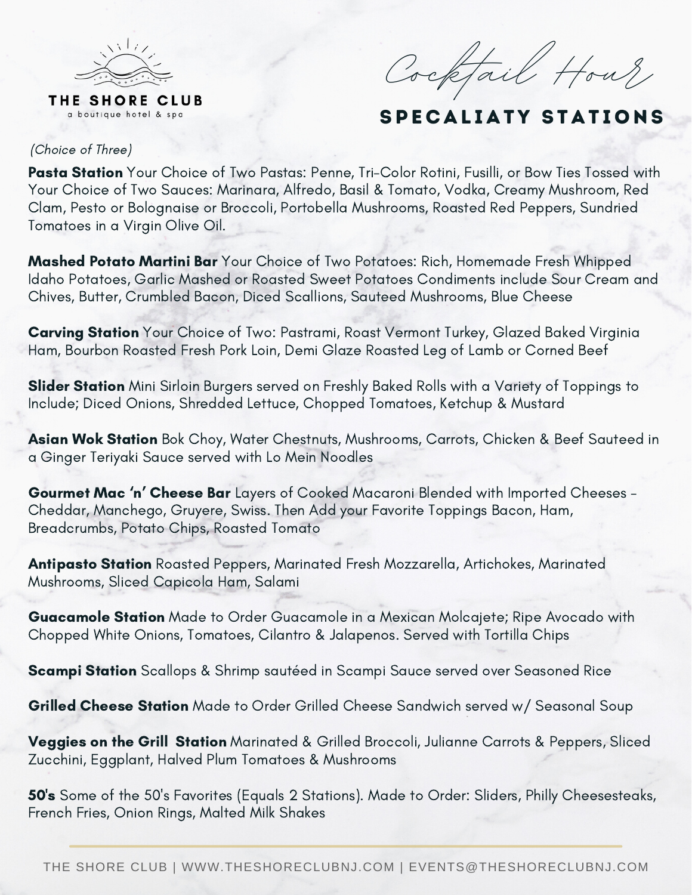THE SHORE CLUB
a boutique hotel & spa

# Cocktail Hour

## SPECALIATY STATIONS

*(Choice of Three)*

**Pasta Station** Your Choice of Two Pastas: Penne, Tri-Color Rotini, Fusilli, or Bow Ties Tossed with Your Choice of Two Sauces: Marinara, Alfredo, Basil & Tomato, Vodka, Creamy Mushroom, Red Clam, Pesto or Bolognaise or Broccoli, Portobella Mushrooms, Roasted Red Peppers, Sundried Tomatoes in a Virgin Olive Oil.

**Mashed Potato Martini Bar** Your Choice of Two Potatoes: Rich, Homemade Fresh Whipped Idaho Potatoes, Garlic Mashed or Roasted Sweet Potatoes Condiments include Sour Cream and Chives, Butter, Crumbled Bacon, Diced Scallions, Sauteed Mushrooms, Blue Cheese

**Carving Station** Your Choice of Two: Pastrami, Roast Vermont Turkey, Glazed Baked Virginia Ham, Bourbon Roasted Fresh Pork Loin, Demi Glaze Roasted Leg of Lamb or Corned Beef

**Slider Station** Mini Sirloin Burgers served on Freshly Baked Rolls with a Variety of Toppings to Include; Diced Onions, Shredded Lettuce, Chopped Tomatoes, Ketchup & Mustard

**Asian Wok Station** Bok Choy, Water Chestnuts, Mushrooms, Carrots, Chicken & Beef Sauteed in a Ginger Teriyaki Sauce served with Lo Mein Noodles

**Gourmet Mac 'n' Cheese Bar** Layers of Cooked Macaroni Blended with Imported Cheeses - Cheddar, Manchego, Gruyere, Swiss. Then Add your Favorite Toppings Bacon, Ham, Breadcrumbs, Potato Chips, Roasted Tomato

**Antipasto Station** Roasted Peppers, Marinated Fresh Mozzarella, Artichokes, Marinated Mushrooms, Sliced Capicola Ham, Salami

**Guacamole Station** Made to Order Guacamole in a Mexican Molcajete; Ripe Avocado with Chopped White Onions, Tomatoes, Cilantro & Jalapenos. Served with Tortilla Chips

**Scampi Station** Scallops & Shrimp sautéed in Scampi Sauce served over Seasoned Rice

**Grilled Cheese Station** Made to Order Grilled Cheese Sandwich served w/ Seasonal Soup

**Veggies on the Grill Station** Marinated & Grilled Broccoli, Julianne Carrots & Peppers, Sliced Zucchini, Eggplant, Halved Plum Tomatoes & Mushrooms

**50's** Some of the 50's Favorites (Equals 2 Stations). Made to Order: Sliders, Philly Cheesesteaks, French Fries, Onion Rings, Malted Milk Shakes

THE SHORE CLUB | WWW.THESHORECLUBNJ.COM | EVENTS@THESHORECLUBNJ.COM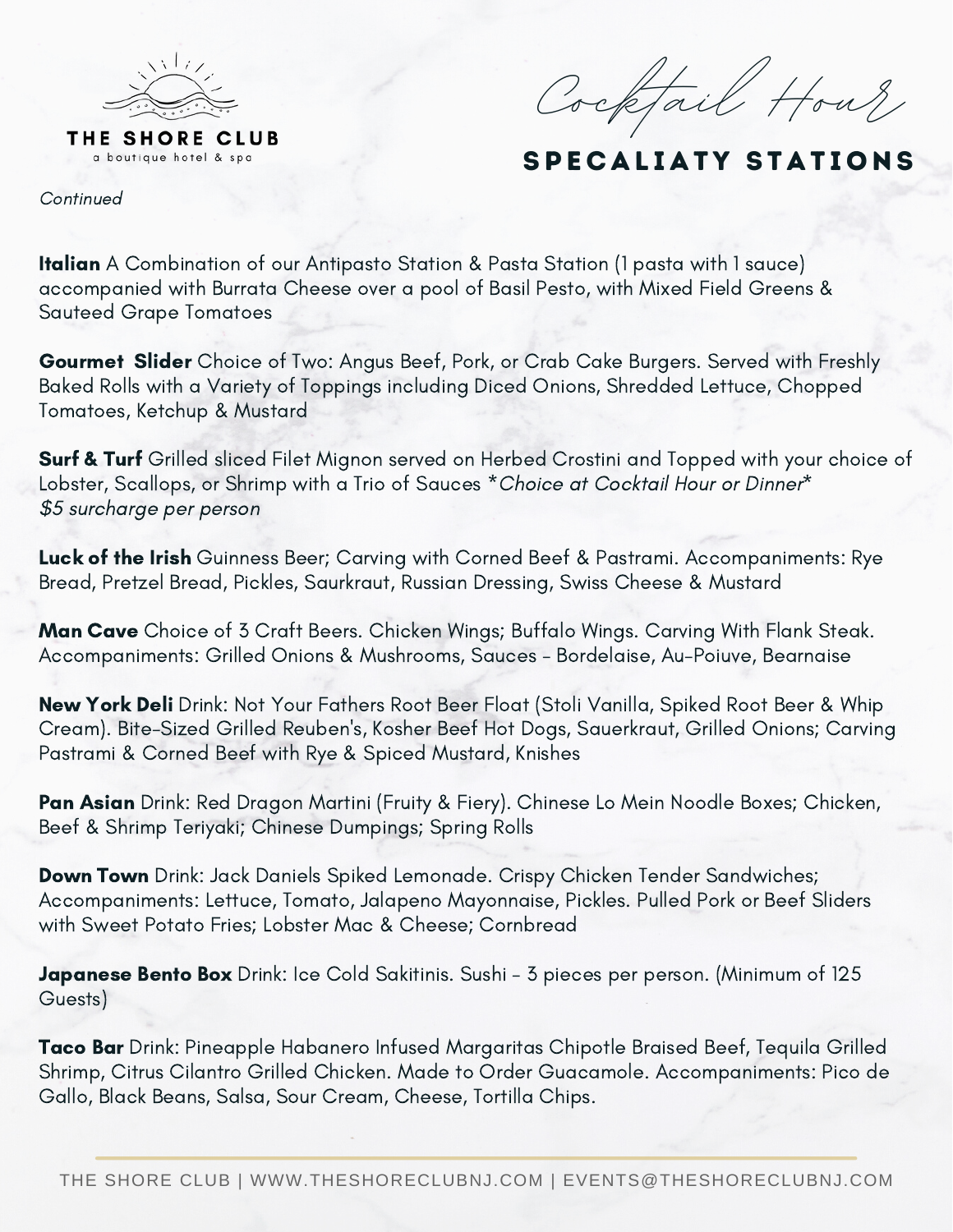THE SHORE CLUB
a boutique hotel & spa

# Cocktail Hour

## SPECALIATY STATIONS

*Continued*

**Italian** A Combination of our Antipasto Station & Pasta Station (1 pasta with 1 sauce) accompanied with Burrata Cheese over a pool of Basil Pesto, with Mixed Field Greens & Sauteed Grape Tomatoes

**Gourmet Slider** Choice of Two: Angus Beef, Pork, or Crab Cake Burgers. Served with Freshly Baked Rolls with a Variety of Toppings including Diced Onions, Shredded Lettuce, Chopped Tomatoes, Ketchup & Mustard

**Surf & Turf** Grilled sliced Filet Mignon served on Herbed Crostini and Topped with your choice of Lobster, Scallops, or Shrimp with a Trio of Sauces **Choice at Cocktail Hour or Dinner** *$5 surcharge per person*

**Luck of the Irish** Guinness Beer; Carving with Corned Beef & Pastrami. Accompaniments: Rye Bread, Pretzel Bread, Pickles, Saurkraut, Russian Dressing, Swiss Cheese & Mustard

**Man Cave** Choice of 3 Craft Beers. Chicken Wings; Buffalo Wings. Carving With Flank Steak. Accompaniments: Grilled Onions & Mushrooms, Sauces - Bordelaise, Au-Poiuve, Bearnaise

**New York Deli** Drink: Not Your Fathers Root Beer Float (Stoli Vanilla, Spiked Root Beer & Whip Cream). Bite-Sized Grilled Reuben's, Kosher Beef Hot Dogs, Sauerkraut, Grilled Onions; Carving Pastrami & Corned Beef with Rye & Spiced Mustard, Knishes

**Pan Asian** Drink: Red Dragon Martini (Fruity & Fiery). Chinese Lo Mein Noodle Boxes; Chicken, Beef & Shrimp Teriyaki; Chinese Dumpings; Spring Rolls

**Down Town** Drink: Jack Daniels Spiked Lemonade. Crispy Chicken Tender Sandwiches; Accompaniments: Lettuce, Tomato, Jalapeno Mayonnaise, Pickles. Pulled Pork or Beef Sliders with Sweet Potato Fries; Lobster Mac & Cheese; Cornbread

**Japanese Bento Box** Drink: Ice Cold Sakitinis. Sushi - 3 pieces per person. (Minimum of 125 Guests)

**Taco Bar** Drink: Pineapple Habanero Infused Margaritas Chipotle Braised Beef, Tequila Grilled Shrimp, Citrus Cilantro Grilled Chicken. Made to Order Guacamole. Accompaniments: Pico de Gallo, Black Beans, Salsa, Sour Cream, Cheese, Tortilla Chips.

THE SHORE CLUB | WWW.THESHORECLUBNJ.COM | EVENTS@THESHORECLUBNJ.COM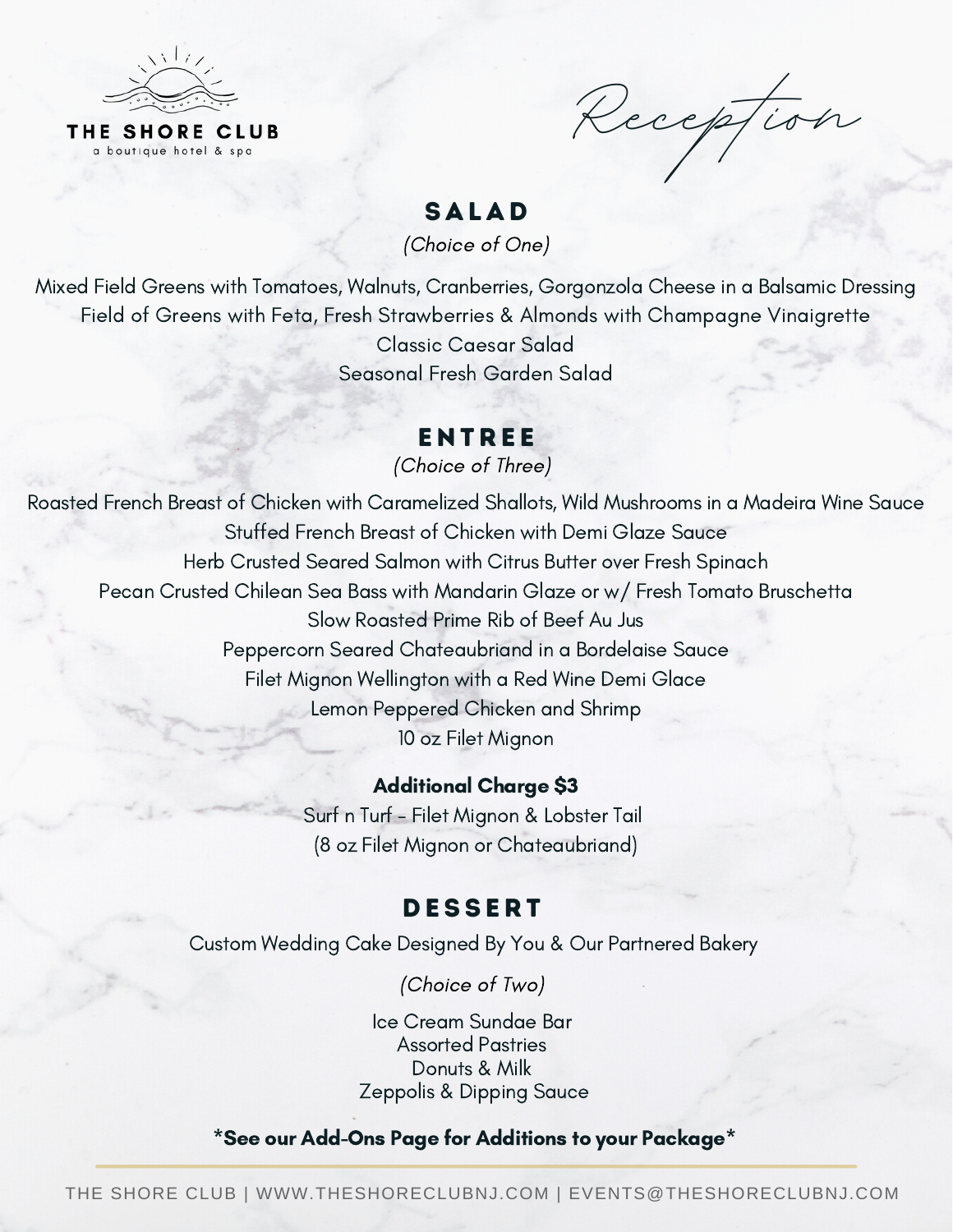**THE SHORE CLUB**
a boutique hotel & spa

# Reception

## SALAD

*(Choice of One)*

Mixed Field Greens with Tomatoes, Walnuts, Cranberries, Gorgonzola Cheese in a Balsamic Dressing
Field of Greens with Feta, Fresh Strawberries & Almonds with Champagne Vinaigrette
Classic Caesar Salad
Seasonal Fresh Garden Salad

## ENTREE

*(Choice of Three)*

Roasted French Breast of Chicken with Caramelized Shallots, Wild Mushrooms in a Madeira Wine Sauce
Stuffed French Breast of Chicken with Demi Glaze Sauce
Herb Crusted Seared Salmon with Citrus Butter over Fresh Spinach
Pecan Crusted Chilean Sea Bass with Mandarin Glaze or w/ Fresh Tomato Bruschetta
Slow Roasted Prime Rib of Beef Au Jus
Peppercorn Seared Chateaubriand in a Bordelaise Sauce
Filet Mignon Wellington with a Red Wine Demi Glace
Lemon Peppered Chicken and Shrimp
10 oz Filet Mignon

**Additional Charge $3**

Surf n Turf - Filet Mignon & Lobster Tail
(8 oz Filet Mignon or Chateaubriand)

## DESSERT

Custom Wedding Cake Designed By You & Our Partnered Bakery

*(Choice of Two)*

Ice Cream Sundae Bar
Assorted Pastries
Donuts & Milk
Zeppolis & Dipping Sauce

**\*See our Add-Ons Page for Additions to your Package\***

THE SHORE CLUB | WWW.THESHORECLUBNJ.COM | EVENTS@THESHORECLUBNJ.COM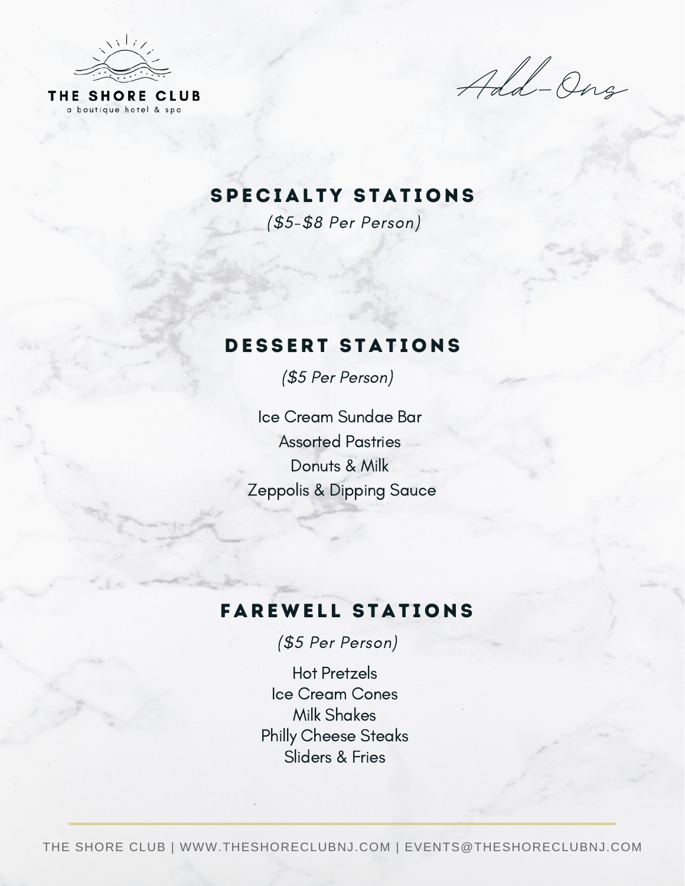THE SHORE CLUB

a boutique hotel & spa

# Add-Ons

## SPECIALTY STATIONS

*($5-$8 Per Person)*

## DESSERT STATIONS

*($5 Per Person)*

Ice Cream Sundae Bar

Assorted Pastries

Donuts & Milk

Zeppolis & Dipping Sauce

## FAREWELL STATIONS

*($5 Per Person)*

Hot Pretzels

Ice Cream Cones

Milk Shakes

Philly Cheese Steaks

Sliders & Fries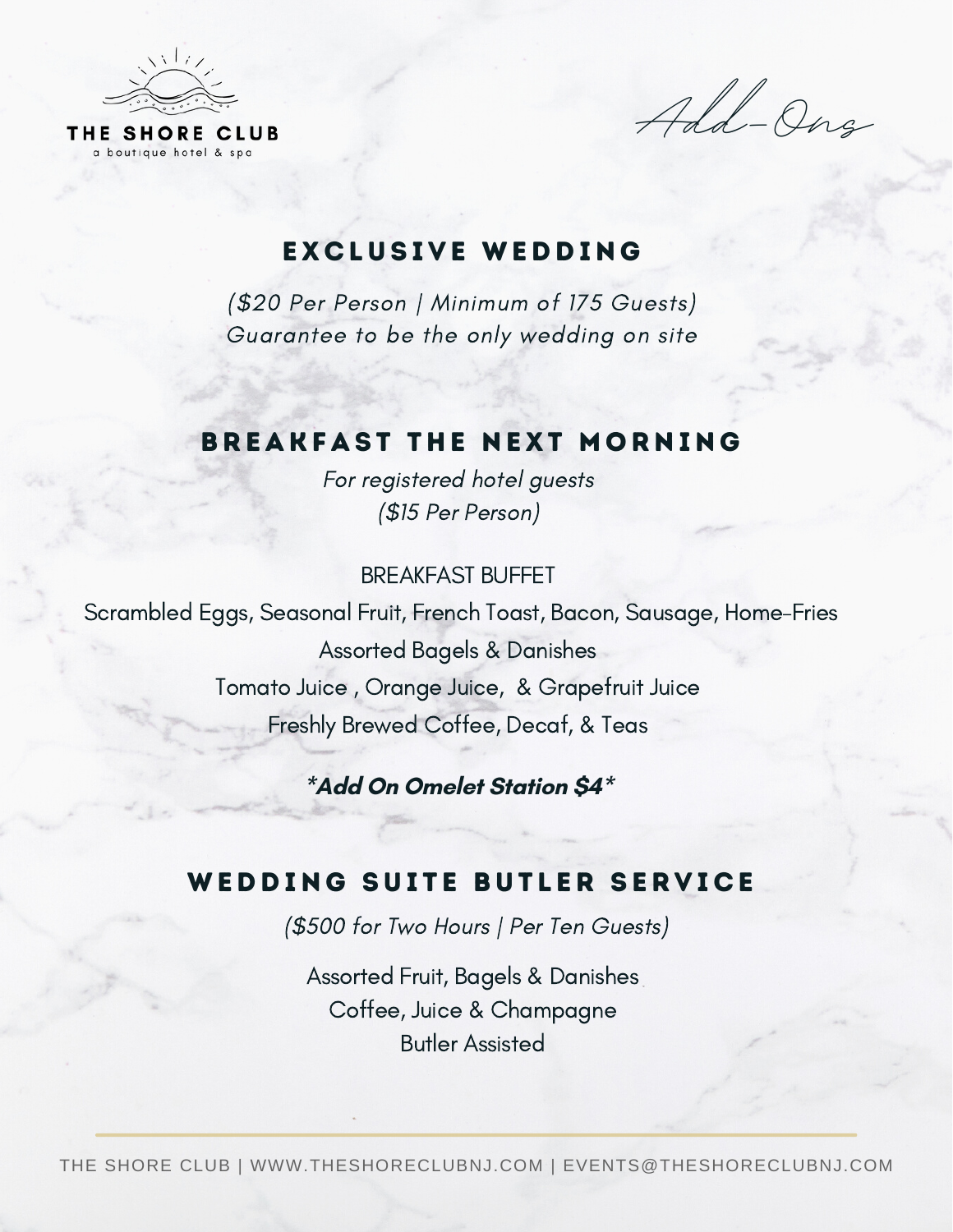THE SHORE CLUB

a boutique hotel & spa

*Add-Ons*

## EXCLUSIVE WEDDING

*($20 Per Person | Minimum of 175 Guests)*
*Guarantee to be the only wedding on site*

## BREAKFAST THE NEXT MORNING

*For registered hotel guests*
*($15 Per Person)*

BREAKFAST BUFFET

Scrambled Eggs, Seasonal Fruit, French Toast, Bacon, Sausage, Home-Fries

Assorted Bagels & Danishes

Tomato Juice , Orange Juice, & Grapefruit Juice

Freshly Brewed Coffee, Decaf, & Teas

***Add On Omelet Station $4***

## WEDDING SUITE BUTLER SERVICE

*($500 for Two Hours | Per Ten Guests)*

Assorted Fruit, Bagels & Danishes

Coffee, Juice & Champagne

Butler Assisted

THE SHORE CLUB | WWW.THESHORECLUBNJ.COM | EVENTS@THESHORECLUBNJ.COM